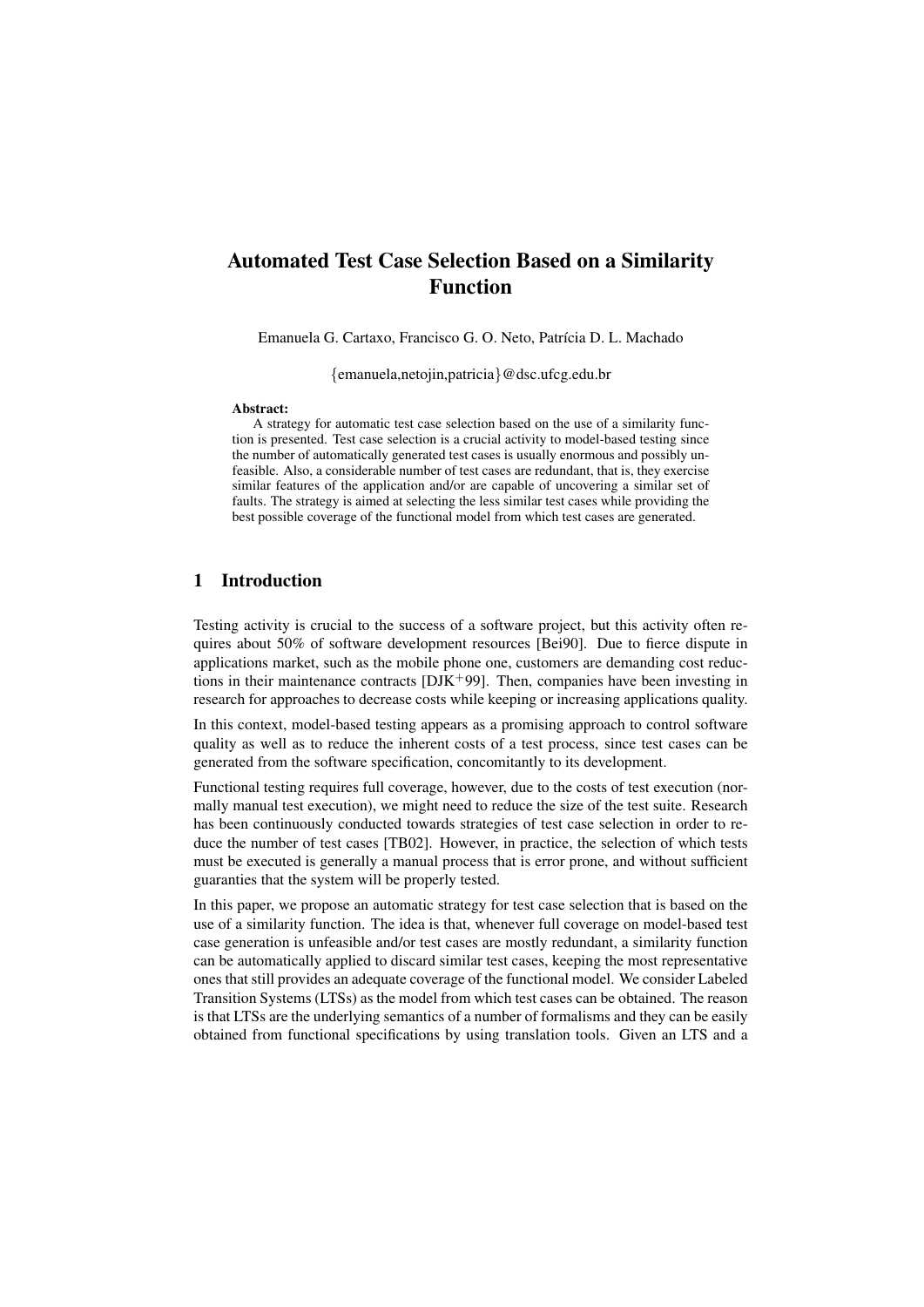# Automated Test Case Selection Based on a Similarity Function

Emanuela G. Cartaxo, Francisco G. O. Neto, Patrícia D. L. Machado

{emanuela,netojin,patricia}@dsc.ufcg.edu.br

**Abstract:**
A strategy for automatic test case selection based on the use of a similarity function is presented. Test case selection is a crucial activity to model-based testing since the number of automatically generated test cases is usually enormous and possibly unfeasible. Also, a considerable number of test cases are redundant, that is, they exercise similar features of the application and/or are capable of uncovering a similar set of faults. The strategy is aimed at selecting the less similar test cases while providing the best possible coverage of the functional model from which test cases are generated.

## 1 Introduction

Testing activity is crucial to the success of a software project, but this activity often requires about 50% of software development resources [Bei90]. Due to fierce dispute in applications market, such as the mobile phone one, customers are demanding cost reductions in their maintenance contracts [DJK+99]. Then, companies have been investing in research for approaches to decrease costs while keeping or increasing applications quality.

In this context, model-based testing appears as a promising approach to control software quality as well as to reduce the inherent costs of a test process, since test cases can be generated from the software specification, concomitantly to its development.

Functional testing requires full coverage, however, due to the costs of test execution (normally manual test execution), we might need to reduce the size of the test suite. Research has been continuously conducted towards strategies of test case selection in order to reduce the number of test cases [TB02]. However, in practice, the selection of which tests must be executed is generally a manual process that is error prone, and without sufficient guaranties that the system will be properly tested.

In this paper, we propose an automatic strategy for test case selection that is based on the use of a similarity function. The idea is that, whenever full coverage on model-based test case generation is unfeasible and/or test cases are mostly redundant, a similarity function can be automatically applied to discard similar test cases, keeping the most representative ones that still provides an adequate coverage of the functional model. We consider Labeled Transition Systems (LTSs) as the model from which test cases can be obtained. The reason is that LTSs are the underlying semantics of a number of formalisms and they can be easily obtained from functional specifications by using translation tools. Given an LTS and a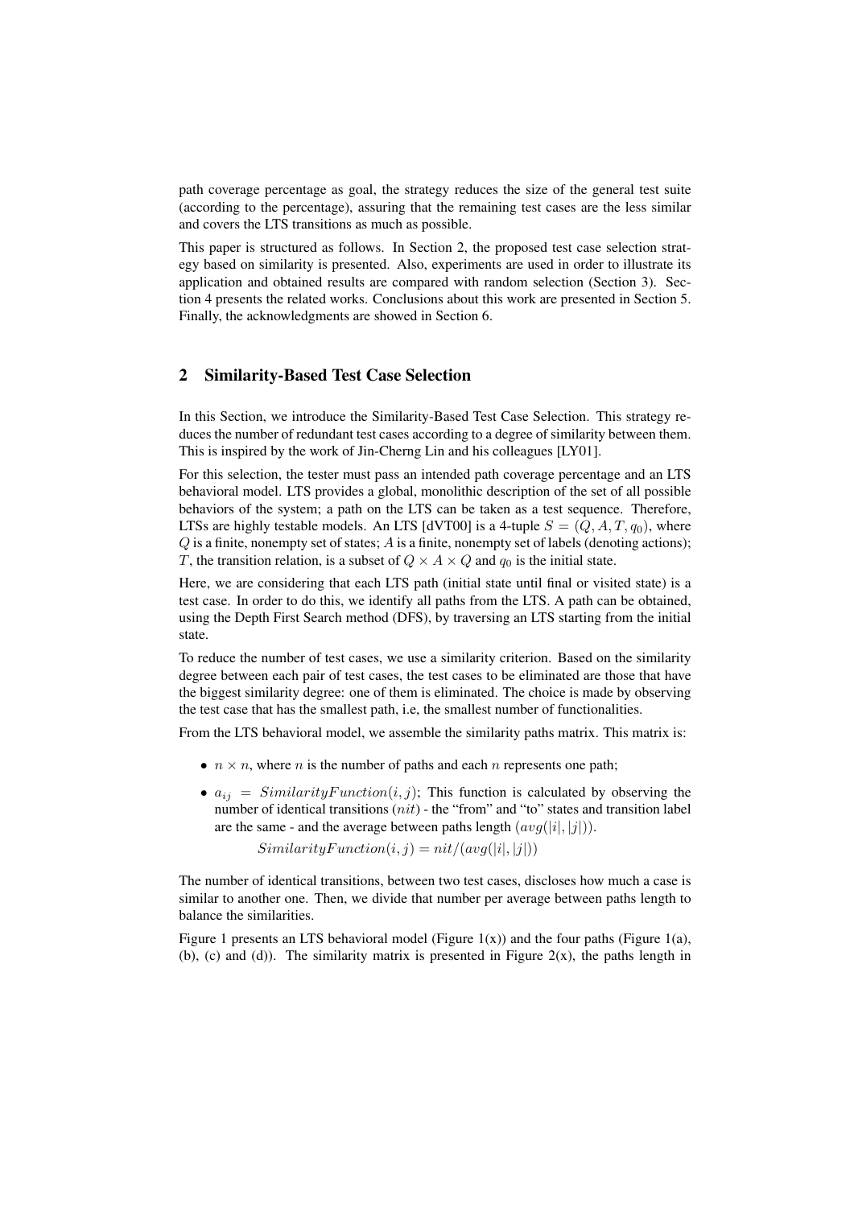path coverage percentage as goal, the strategy reduces the size of the general test suite (according to the percentage), assuring that the remaining test cases are the less similar and covers the LTS transitions as much as possible.

This paper is structured as follows. In Section 2, the proposed test case selection strategy based on similarity is presented. Also, experiments are used in order to illustrate its application and obtained results are compared with random selection (Section 3). Section 4 presents the related works. Conclusions about this work are presented in Section 5. Finally, the acknowledgments are showed in Section 6.

## 2 Similarity-Based Test Case Selection

In this Section, we introduce the Similarity-Based Test Case Selection. This strategy reduces the number of redundant test cases according to a degree of similarity between them. This is inspired by the work of Jin-Cherng Lin and his colleagues [LY01].

For this selection, the tester must pass an intended path coverage percentage and an LTS behavioral model. LTS provides a global, monolithic description of the set of all possible behaviors of the system; a path on the LTS can be taken as a test sequence. Therefore, LTSs are highly testable models. An LTS [dVT00] is a 4-tuple $S = (Q, A, T, q_0)$, where $Q$ is a finite, nonempty set of states; $A$ is a finite, nonempty set of labels (denoting actions); $T$, the transition relation, is a subset of $Q \times A \times Q$ and $q_0$ is the initial state.

Here, we are considering that each LTS path (initial state until final or visited state) is a test case. In order to do this, we identify all paths from the LTS. A path can be obtained, using the Depth First Search method (DFS), by traversing an LTS starting from the initial state.

To reduce the number of test cases, we use a similarity criterion. Based on the similarity degree between each pair of test cases, the test cases to be eliminated are those that have the biggest similarity degree: one of them is eliminated. The choice is made by observing the test case that has the smallest path, i.e, the smallest number of functionalities.

From the LTS behavioral model, we assemble the similarity paths matrix. This matrix is:

- $n \times n$, where $n$ is the number of paths and each $n$ represents one path;
- $a_{ij} = SimilarityFunction(i, j)$; This function is calculated by observing the number of identical transitions ($nit$) - the "from" and "to" states and transition label are the same - and the average between paths length ($avg(|i|, |j|)$).

  $SimilarityFunction(i, j) = nit/(avg(|i|, |j|))$

The number of identical transitions, between two test cases, discloses how much a case is similar to another one. Then, we divide that number per average between paths length to balance the similarities.

Figure 1 presents an LTS behavioral model (Figure 1(x)) and the four paths (Figure 1(a), (b), (c) and (d)). The similarity matrix is presented in Figure 2(x), the paths length in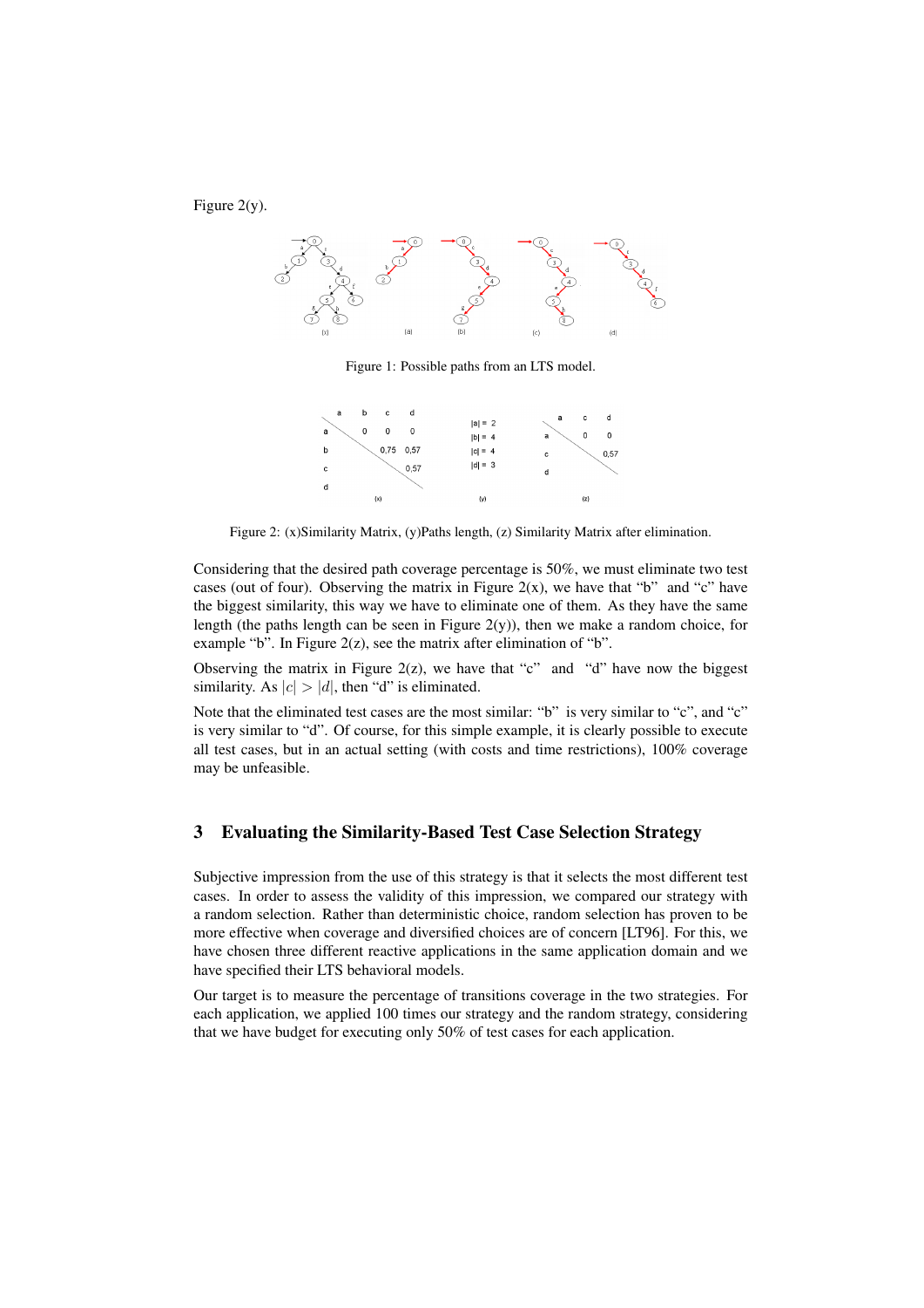Figure 2(y).

Figure 1: Possible paths from an LTS model.

Figure 2: (x)Similarity Matrix, (y)Paths length, (z) Similarity Matrix after elimination.

Considering that the desired path coverage percentage is 50%, we must eliminate two test cases (out of four). Observing the matrix in Figure 2(x), we have that "b" and "c" have the biggest similarity, this way we have to eliminate one of them. As they have the same length (the paths length can be seen in Figure 2(y)), then we make a random choice, for example "b". In Figure 2(z), see the matrix after elimination of "b".

Observing the matrix in Figure 2(z), we have that "c" and "d" have now the biggest similarity. As $|c| > |d|$, then "d" is eliminated.

Note that the eliminated test cases are the most similar: "b" is very similar to "c", and "c" is very similar to "d". Of course, for this simple example, it is clearly possible to execute all test cases, but in an actual setting (with costs and time restrictions), 100% coverage may be unfeasible.

## 3 Evaluating the Similarity-Based Test Case Selection Strategy

Subjective impression from the use of this strategy is that it selects the most different test cases. In order to assess the validity of this impression, we compared our strategy with a random selection. Rather than deterministic choice, random selection has proven to be more effective when coverage and diversified choices are of concern [LT96]. For this, we have chosen three different reactive applications in the same application domain and we have specified their LTS behavioral models.

Our target is to measure the percentage of transitions coverage in the two strategies. For each application, we applied 100 times our strategy and the random strategy, considering that we have budget for executing only 50% of test cases for each application.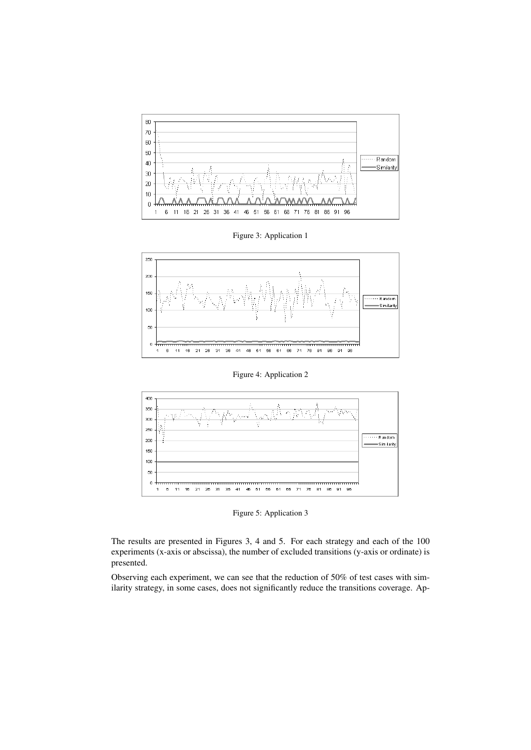Figure 3: Application 1

Figure 4: Application 2

Figure 5: Application 3

The results are presented in Figures 3, 4 and 5. For each strategy and each of the 100 experiments (x-axis or abscissa), the number of excluded transitions (y-axis or ordinate) is presented.

Observing each experiment, we can see that the reduction of 50% of test cases with similarity strategy, in some cases, does not significantly reduce the transitions coverage. Ap-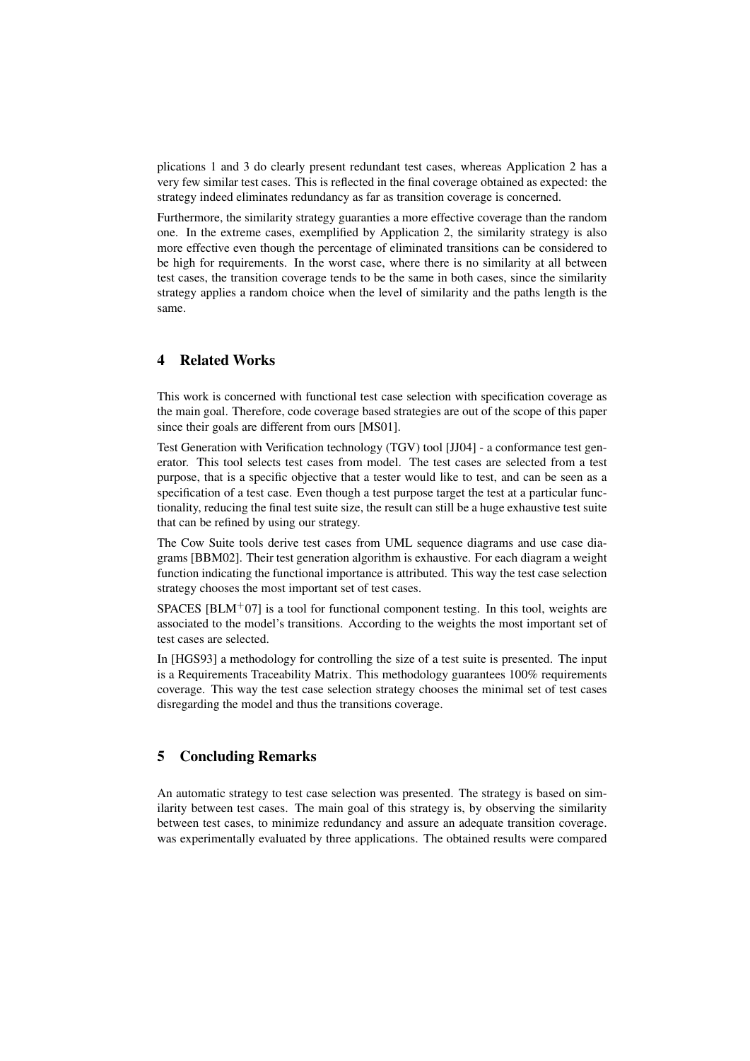plications 1 and 3 do clearly present redundant test cases, whereas Application 2 has a very few similar test cases. This is reflected in the final coverage obtained as expected: the strategy indeed eliminates redundancy as far as transition coverage is concerned.

Furthermore, the similarity strategy guaranties a more effective coverage than the random one. In the extreme cases, exemplified by Application 2, the similarity strategy is also more effective even though the percentage of eliminated transitions can be considered to be high for requirements. In the worst case, where there is no similarity at all between test cases, the transition coverage tends to be the same in both cases, since the similarity strategy applies a random choice when the level of similarity and the paths length is the same.

## 4 Related Works

This work is concerned with functional test case selection with specification coverage as the main goal. Therefore, code coverage based strategies are out of the scope of this paper since their goals are different from ours [MS01].

Test Generation with Verification technology (TGV) tool [JJ04] - a conformance test generator. This tool selects test cases from model. The test cases are selected from a test purpose, that is a specific objective that a tester would like to test, and can be seen as a specification of a test case. Even though a test purpose target the test at a particular functionality, reducing the final test suite size, the result can still be a huge exhaustive test suite that can be refined by using our strategy.

The Cow Suite tools derive test cases from UML sequence diagrams and use case diagrams [BBM02]. Their test generation algorithm is exhaustive. For each diagram a weight function indicating the functional importance is attributed. This way the test case selection strategy chooses the most important set of test cases.

SPACES [BLM$^{+}$07] is a tool for functional component testing. In this tool, weights are associated to the model's transitions. According to the weights the most important set of test cases are selected.

In [HGS93] a methodology for controlling the size of a test suite is presented. The input is a Requirements Traceability Matrix. This methodology guarantees 100% requirements coverage. This way the test case selection strategy chooses the minimal set of test cases disregarding the model and thus the transitions coverage.

## 5 Concluding Remarks

An automatic strategy to test case selection was presented. The strategy is based on similarity between test cases. The main goal of this strategy is, by observing the similarity between test cases, to minimize redundancy and assure an adequate transition coverage. was experimentally evaluated by three applications. The obtained results were compared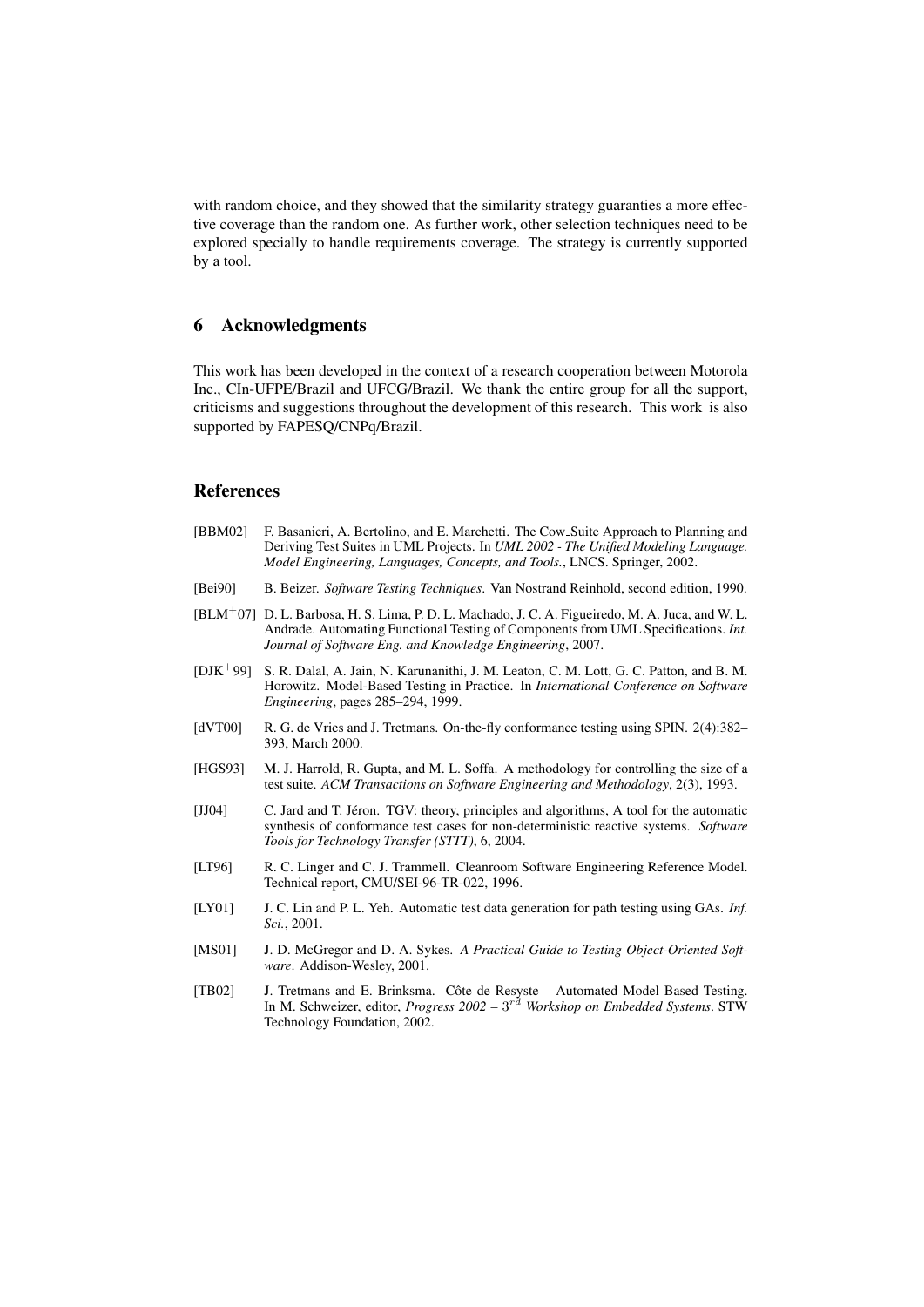with random choice, and they showed that the similarity strategy guaranties a more effective coverage than the random one. As further work, other selection techniques need to be explored specially to handle requirements coverage. The strategy is currently supported by a tool.

## 6 Acknowledgments

This work has been developed in the context of a research cooperation between Motorola Inc., CIn-UFPE/Brazil and UFCG/Brazil. We thank the entire group for all the support, criticisms and suggestions throughout the development of this research. This work is also supported by FAPESQ/CNPq/Brazil.

## References

[BBM02] F. Basanieri, A. Bertolino, and E. Marchetti. The Cow_Suite Approach to Planning and Deriving Test Suites in UML Projects. In *UML 2002 - The Unified Modeling Language. Model Engineering, Languages, Concepts, and Tools.*, LNCS. Springer, 2002.

[Bei90] B. Beizer. *Software Testing Techniques*. Van Nostrand Reinhold, second edition, 1990.

[BLM+07] D. L. Barbosa, H. S. Lima, P. D. L. Machado, J. C. A. Figueiredo, M. A. Juca, and W. L. Andrade. Automating Functional Testing of Components from UML Specifications. *Int. Journal of Software Eng. and Knowledge Engineering*, 2007.

[DJK+99] S. R. Dalal, A. Jain, N. Karunanithi, J. M. Leaton, C. M. Lott, G. C. Patton, and B. M. Horowitz. Model-Based Testing in Practice. In *International Conference on Software Engineering*, pages 285–294, 1999.

[dVT00] R. G. de Vries and J. Tretmans. On-the-fly conformance testing using SPIN. 2(4):382–393, March 2000.

[HGS93] M. J. Harrold, R. Gupta, and M. L. Soffa. A methodology for controlling the size of a test suite. *ACM Transactions on Software Engineering and Methodology*, 2(3), 1993.

[JJ04] C. Jard and T. Jéron. TGV: theory, principles and algorithms, A tool for the automatic synthesis of conformance test cases for non-deterministic reactive systems. *Software Tools for Technology Transfer (STTT)*, 6, 2004.

[LT96] R. C. Linger and C. J. Trammell. Cleanroom Software Engineering Reference Model. Technical report, CMU/SEI-96-TR-022, 1996.

[LY01] J. C. Lin and P. L. Yeh. Automatic test data generation for path testing using GAs. *Inf. Sci.*, 2001.

[MS01] J. D. McGregor and D. A. Sykes. *A Practical Guide to Testing Object-Oriented Software*. Addison-Wesley, 2001.

[TB02] J. Tretmans and E. Brinksma. Côte de Resyste – Automated Model Based Testing. In M. Schweizer, editor, *Progress 2002 – $3^{rd}$ Workshop on Embedded Systems*. STW Technology Foundation, 2002.